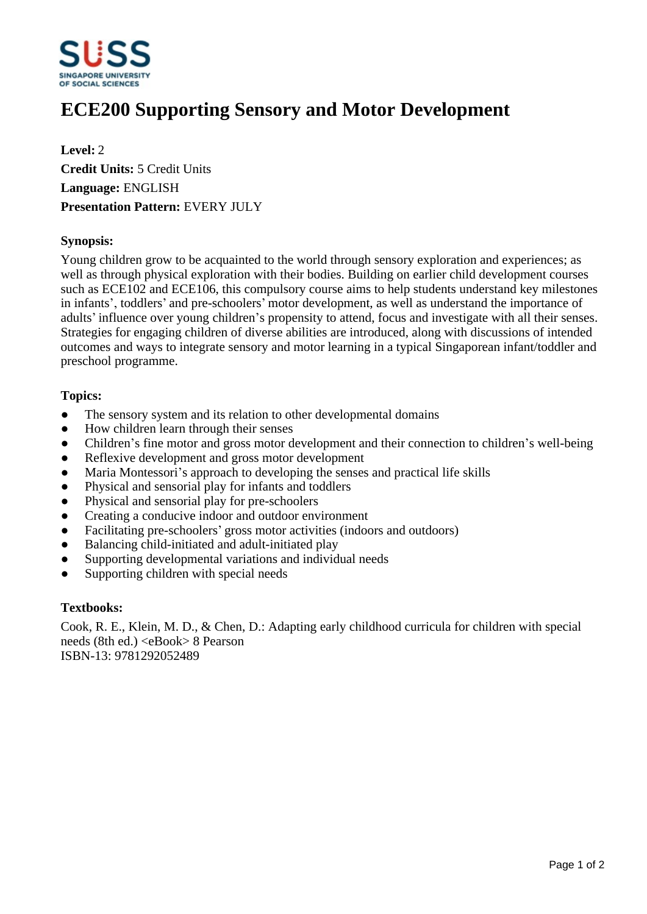# ECE200 Supporting Sensory and Motor Development

**Level:** 2
**Credit Units:** 5 Credit Units
**Language:** ENGLISH
**Presentation Pattern:** EVERY JULY

**Synopsis:**

Young children grow to be acquainted to the world through sensory exploration and experiences; as well as through physical exploration with their bodies. Building on earlier child development courses such as ECE102 and ECE106, this compulsory course aims to help students understand key milestones in infants', toddlers' and pre-schoolers' motor development, as well as understand the importance of adults' influence over young children's propensity to attend, focus and investigate with all their senses. Strategies for engaging children of diverse abilities are introduced, along with discussions of intended outcomes and ways to integrate sensory and motor learning in a typical Singaporean infant/toddler and preschool programme.

**Topics:**

- The sensory system and its relation to other developmental domains
- How children learn through their senses
- Children's fine motor and gross motor development and their connection to children's well-being
- Reflexive development and gross motor development
- Maria Montessori's approach to developing the senses and practical life skills
- Physical and sensorial play for infants and toddlers
- Physical and sensorial play for pre-schoolers
- Creating a conducive indoor and outdoor environment
- Facilitating pre-schoolers' gross motor activities (indoors and outdoors)
- Balancing child-initiated and adult-initiated play
- Supporting developmental variations and individual needs
- Supporting children with special needs

**Textbooks:**

Cook, R. E., Klein, M. D., & Chen, D.: Adapting early childhood curricula for children with special needs (8th ed.) <eBook> 8 Pearson
ISBN-13: 9781292052489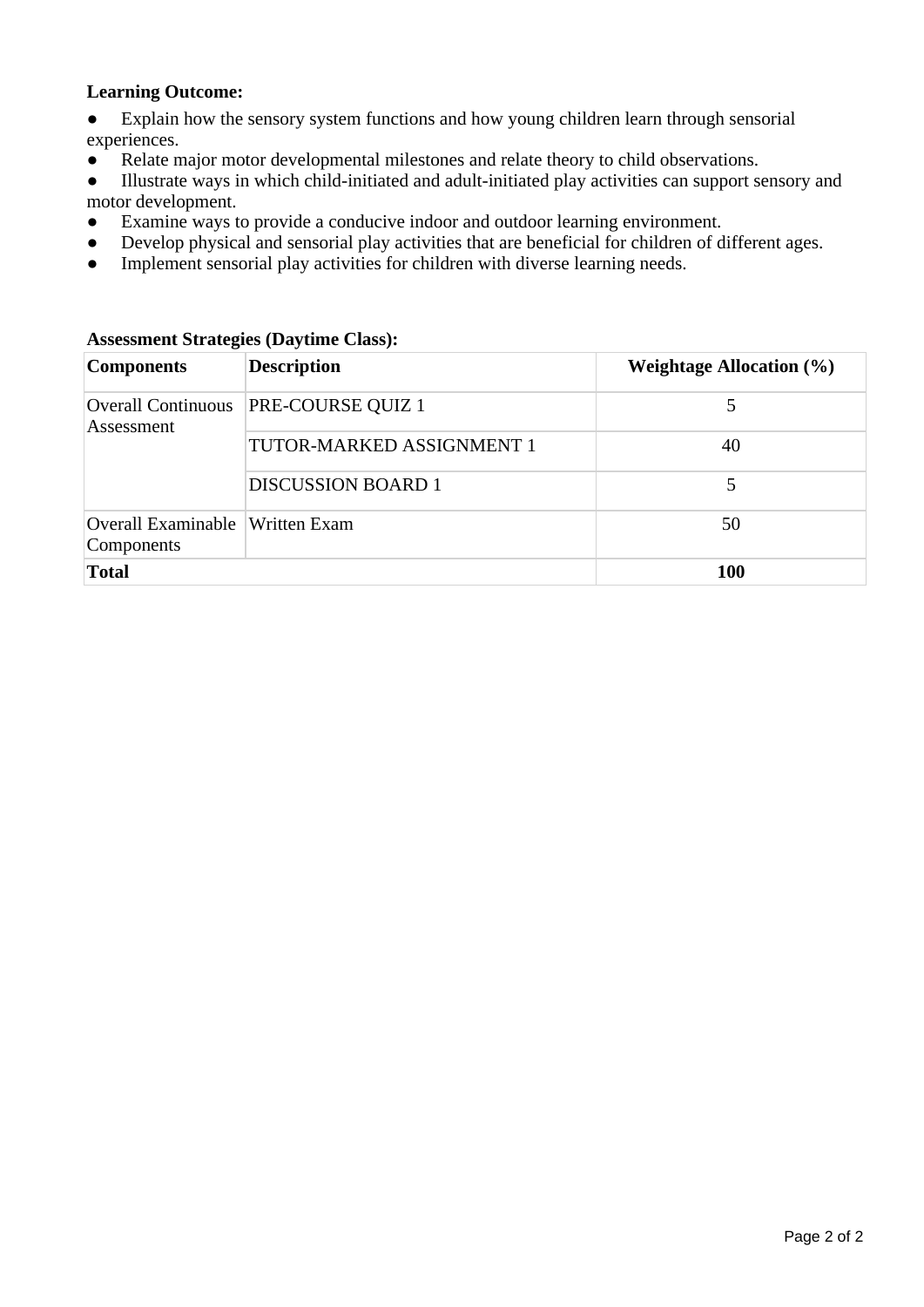**Learning Outcome:**

- Explain how the sensory system functions and how young children learn through sensorial experiences.
- Relate major motor developmental milestones and relate theory to child observations.
- Illustrate ways in which child-initiated and adult-initiated play activities can support sensory and motor development.
- Examine ways to provide a conducive indoor and outdoor learning environment.
- Develop physical and sensorial play activities that are beneficial for children of different ages.
- Implement sensorial play activities for children with diverse learning needs.

**Assessment Strategies (Daytime Class):**

| **Components** | **Description** | **Weightage Allocation (%)** |
|---|---|---|
| Overall Continuous Assessment | PRE-COURSE QUIZ 1 | 5 |
| | TUTOR-MARKED ASSIGNMENT 1 | 40 |
| | DISCUSSION BOARD 1 | 5 |
| Overall Examinable Components | Written Exam | 50 |
| **Total** | | **100** |